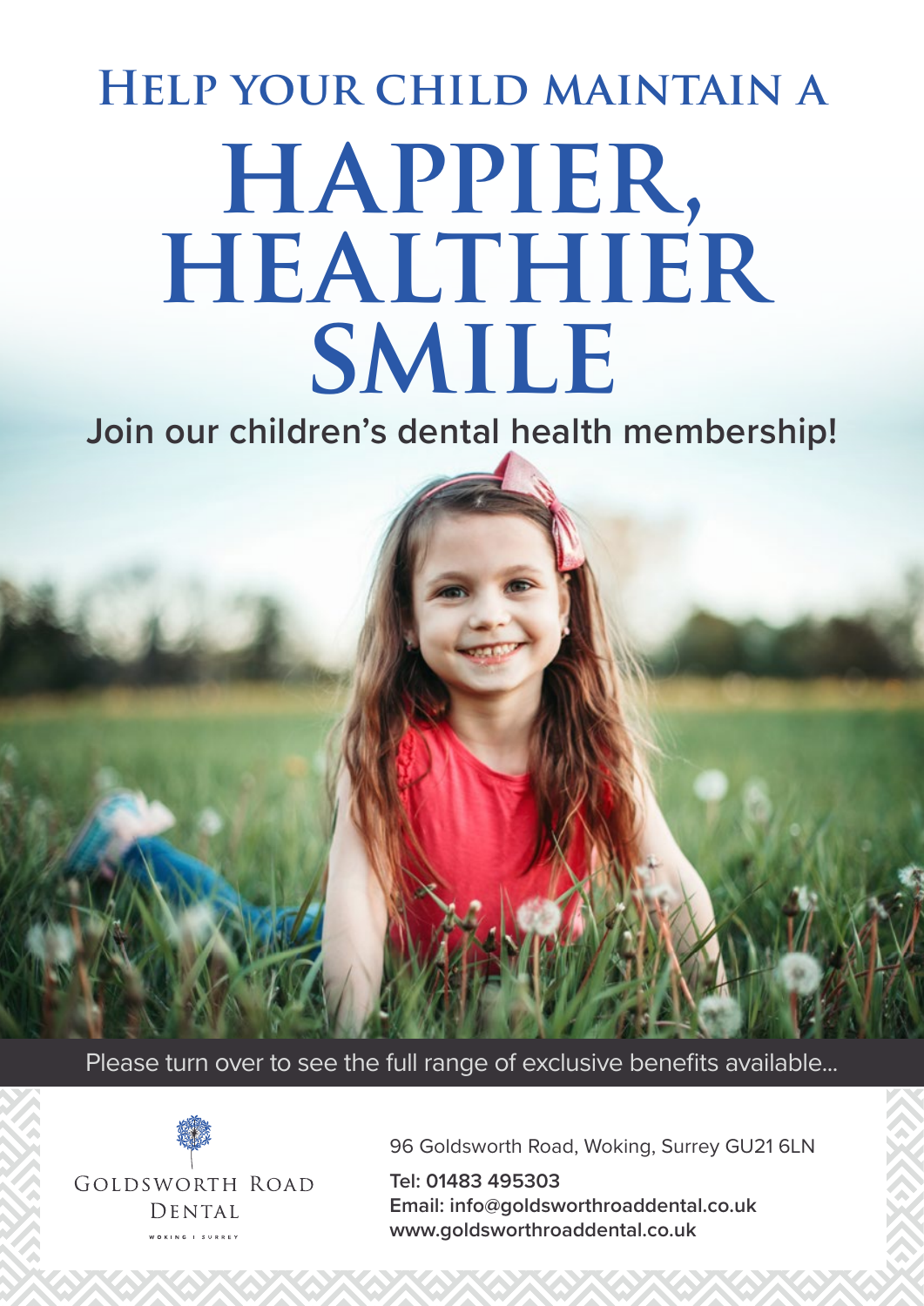# Help your child maintain a

# HAPPIER, HEALTHIER SMILE

**Join our children's dental health membership!**

Please turn over to see the full range of exclusive benefits available...

Goldsworth Road Dental

Woking | Surrey

96 Goldsworth Road, Woking, Surrey GU21 6LN

**Tel: 01483 495303**
**Email: info@goldsworthroaddental.co.uk**
**www.goldsworthroaddental.co.uk**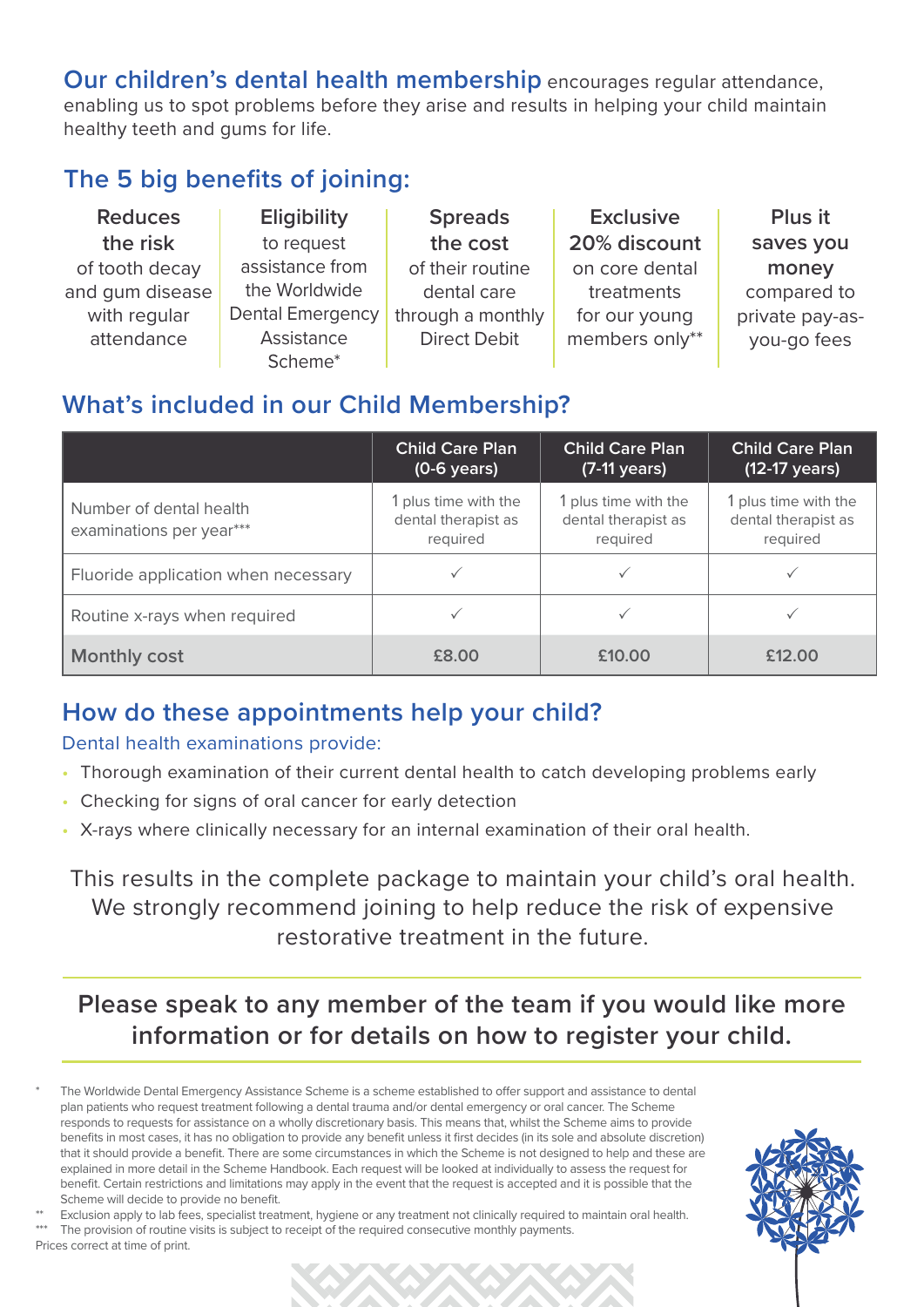**Our children's dental health membership** encourages regular attendance, enabling us to spot problems before they arise and results in helping your child maintain healthy teeth and gums for life.

## The 5 big benefits of joining:

- **Reduces the risk** of tooth decay and gum disease with regular attendance
- **Eligibility** to request assistance from the Worldwide Dental Emergency Assistance Scheme*
- **Spreads the cost** of their routine dental care through a monthly Direct Debit
- **Exclusive 20% discount** on core dental treatments for our young members only**
- **Plus it saves you money** compared to private pay-as-you-go fees

## What's included in our Child Membership?

| | Child Care Plan (0-6 years) | Child Care Plan (7-11 years) | Child Care Plan (12-17 years) |
|---|---|---|---|
| Number of dental health examinations per year*** | 1 plus time with the dental therapist as required | 1 plus time with the dental therapist as required | 1 plus time with the dental therapist as required |
| Fluoride application when necessary | ✓ | ✓ | ✓ |
| Routine x-rays when required | ✓ | ✓ | ✓ |
| **Monthly cost** | **£8.00** | **£10.00** | **£12.00** |

## How do these appointments help your child?

Dental health examinations provide:

- Thorough examination of their current dental health to catch developing problems early
- Checking for signs of oral cancer for early detection
- X-rays where clinically necessary for an internal examination of their oral health.

This results in the complete package to maintain your child's oral health. We strongly recommend joining to help reduce the risk of expensive restorative treatment in the future.

**Please speak to any member of the team if you would like more information or for details on how to register your child.**

\* The Worldwide Dental Emergency Assistance Scheme is a scheme established to offer support and assistance to dental plan patients who request treatment following a dental trauma and/or dental emergency or oral cancer. The Scheme responds to requests for assistance on a wholly discretionary basis. This means that, whilst the Scheme aims to provide benefits in most cases, it has no obligation to provide any benefit unless it first decides (in its sole and absolute discretion) that it should provide a benefit. There are some circumstances in which the Scheme is not designed to help and these are explained in more detail in the Scheme Handbook. Each request will be looked at individually to assess the request for benefit. Certain restrictions and limitations may apply in the event that the request is accepted and it is possible that the Scheme will decide to provide no benefit.

** Exclusion apply to lab fees, specialist treatment, hygiene or any treatment not clinically required to maintain oral health.

*** The provision of routine visits is subject to receipt of the required consecutive monthly payments.

Prices correct at time of print.